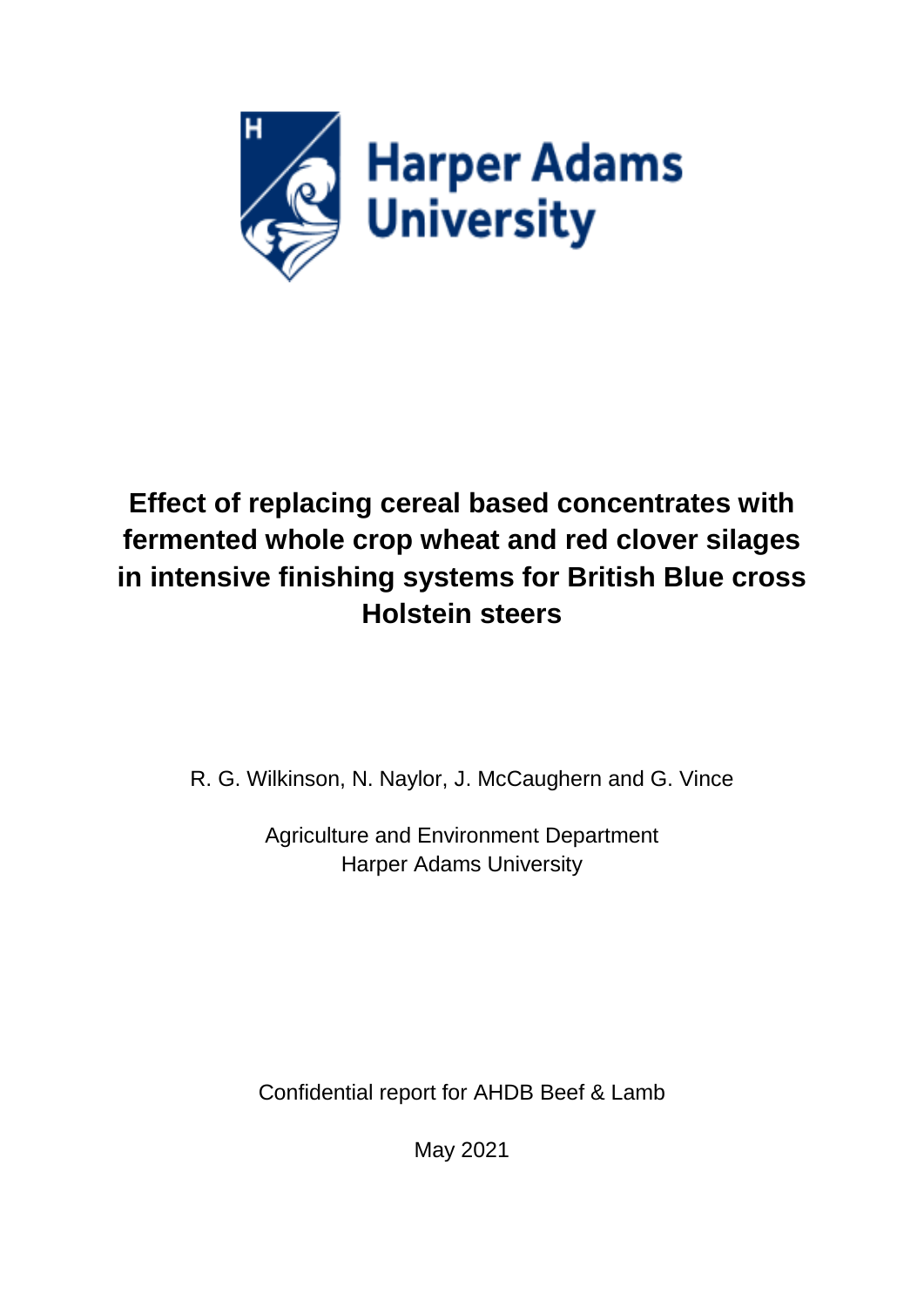Harper Adams University

# Effect of replacing cereal based concentrates with fermented whole crop wheat and red clover silages in intensive finishing systems for British Blue cross Holstein steers

R. G. Wilkinson, N. Naylor, J. McCaughern and G. Vince

Agriculture and Environment Department
Harper Adams University

Confidential report for AHDB Beef & Lamb

May 2021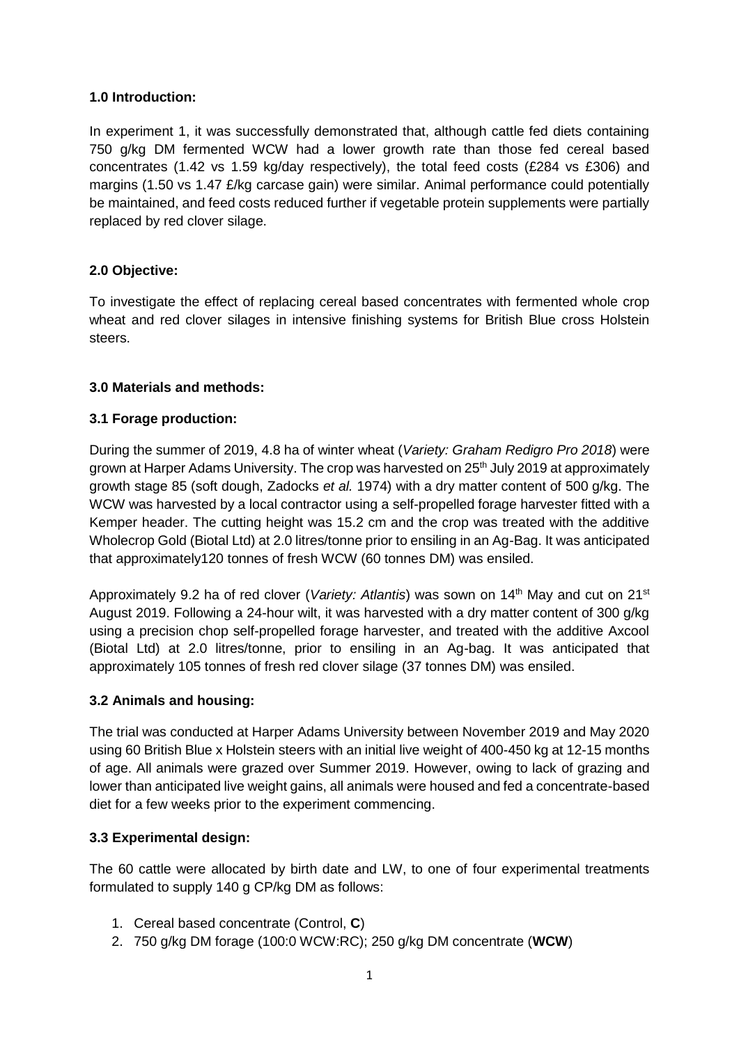## 1.0 Introduction:

In experiment 1, it was successfully demonstrated that, although cattle fed diets containing 750 g/kg DM fermented WCW had a lower growth rate than those fed cereal based concentrates (1.42 vs 1.59 kg/day respectively), the total feed costs (£284 vs £306) and margins (1.50 vs 1.47 £/kg carcase gain) were similar. Animal performance could potentially be maintained, and feed costs reduced further if vegetable protein supplements were partially replaced by red clover silage.

## 2.0 Objective:

To investigate the effect of replacing cereal based concentrates with fermented whole crop wheat and red clover silages in intensive finishing systems for British Blue cross Holstein steers.

## 3.0 Materials and methods:

### 3.1 Forage production:

During the summer of 2019, 4.8 ha of winter wheat (*Variety: Graham Redigro Pro 2018*) were grown at Harper Adams University. The crop was harvested on 25th July 2019 at approximately growth stage 85 (soft dough, Zadocks *et al.* 1974) with a dry matter content of 500 g/kg. The WCW was harvested by a local contractor using a self-propelled forage harvester fitted with a Kemper header. The cutting height was 15.2 cm and the crop was treated with the additive Wholecrop Gold (Biotal Ltd) at 2.0 litres/tonne prior to ensiling in an Ag-Bag. It was anticipated that approximately120 tonnes of fresh WCW (60 tonnes DM) was ensiled.

Approximately 9.2 ha of red clover (*Variety: Atlantis*) was sown on 14th May and cut on 21st August 2019. Following a 24-hour wilt, it was harvested with a dry matter content of 300 g/kg using a precision chop self-propelled forage harvester, and treated with the additive Axcool (Biotal Ltd) at 2.0 litres/tonne, prior to ensiling in an Ag-bag. It was anticipated that approximately 105 tonnes of fresh red clover silage (37 tonnes DM) was ensiled.

### 3.2 Animals and housing:

The trial was conducted at Harper Adams University between November 2019 and May 2020 using 60 British Blue x Holstein steers with an initial live weight of 400-450 kg at 12-15 months of age. All animals were grazed over Summer 2019. However, owing to lack of grazing and lower than anticipated live weight gains, all animals were housed and fed a concentrate-based diet for a few weeks prior to the experiment commencing.

### 3.3 Experimental design:

The 60 cattle were allocated by birth date and LW, to one of four experimental treatments formulated to supply 140 g CP/kg DM as follows:

1. Cereal based concentrate (Control, **C**)
2. 750 g/kg DM forage (100:0 WCW:RC); 250 g/kg DM concentrate (**WCW**)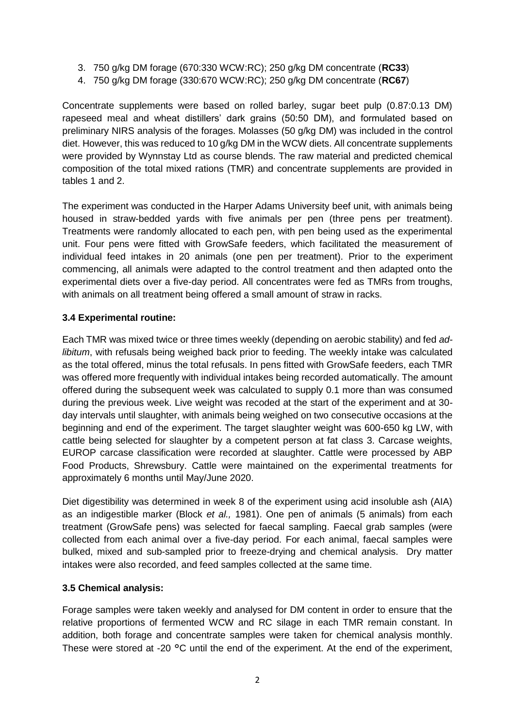3. 750 g/kg DM forage (670:330 WCW:RC); 250 g/kg DM concentrate (**RC33**)
4. 750 g/kg DM forage (330:670 WCW:RC); 250 g/kg DM concentrate (**RC67**)

Concentrate supplements were based on rolled barley, sugar beet pulp (0.87:0.13 DM) rapeseed meal and wheat distillers' dark grains (50:50 DM), and formulated based on preliminary NIRS analysis of the forages. Molasses (50 g/kg DM) was included in the control diet. However, this was reduced to 10 g/kg DM in the WCW diets. All concentrate supplements were provided by Wynnstay Ltd as course blends. The raw material and predicted chemical composition of the total mixed rations (TMR) and concentrate supplements are provided in tables 1 and 2.

The experiment was conducted in the Harper Adams University beef unit, with animals being housed in straw-bedded yards with five animals per pen (three pens per treatment). Treatments were randomly allocated to each pen, with pen being used as the experimental unit. Four pens were fitted with GrowSafe feeders, which facilitated the measurement of individual feed intakes in 20 animals (one pen per treatment). Prior to the experiment commencing, all animals were adapted to the control treatment and then adapted onto the experimental diets over a five-day period. All concentrates were fed as TMRs from troughs, with animals on all treatment being offered a small amount of straw in racks.

### 3.4 Experimental routine:

Each TMR was mixed twice or three times weekly (depending on aerobic stability) and fed *ad-libitum*, with refusals being weighed back prior to feeding. The weekly intake was calculated as the total offered, minus the total refusals. In pens fitted with GrowSafe feeders, each TMR was offered more frequently with individual intakes being recorded automatically. The amount offered during the subsequent week was calculated to supply 0.1 more than was consumed during the previous week. Live weight was recoded at the start of the experiment and at 30-day intervals until slaughter, with animals being weighed on two consecutive occasions at the beginning and end of the experiment. The target slaughter weight was 600-650 kg LW, with cattle being selected for slaughter by a competent person at fat class 3. Carcase weights, EUROP carcase classification were recorded at slaughter. Cattle were processed by ABP Food Products, Shrewsbury. Cattle were maintained on the experimental treatments for approximately 6 months until May/June 2020.

Diet digestibility was determined in week 8 of the experiment using acid insoluble ash (AIA) as an indigestible marker (Block *et al.,* 1981). One pen of animals (5 animals) from each treatment (GrowSafe pens) was selected for faecal sampling. Faecal grab samples (were collected from each animal over a five-day period. For each animal, faecal samples were bulked, mixed and sub-sampled prior to freeze-drying and chemical analysis. Dry matter intakes were also recorded, and feed samples collected at the same time.

### 3.5 Chemical analysis:

Forage samples were taken weekly and analysed for DM content in order to ensure that the relative proportions of fermented WCW and RC silage in each TMR remain constant. In addition, both forage and concentrate samples were taken for chemical analysis monthly. These were stored at -20 °C until the end of the experiment. At the end of the experiment,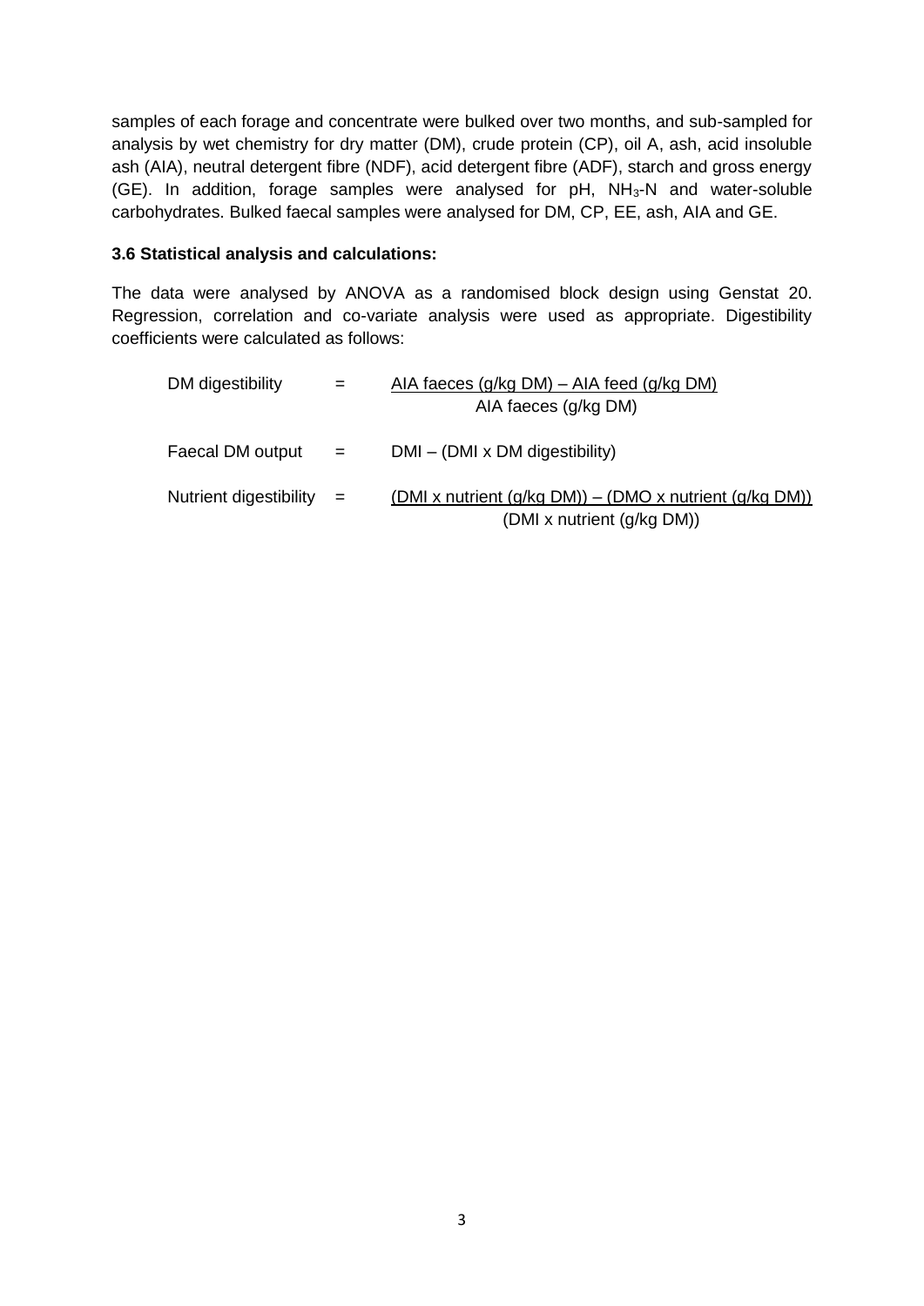samples of each forage and concentrate were bulked over two months, and sub-sampled for analysis by wet chemistry for dry matter (DM), crude protein (CP), oil A, ash, acid insoluble ash (AIA), neutral detergent fibre (NDF), acid detergent fibre (ADF), starch and gross energy (GE). In addition, forage samples were analysed for pH, $NH_3$-N and water-soluble carbohydrates. Bulked faecal samples were analysed for DM, CP, EE, ash, AIA and GE.

**3.6 Statistical analysis and calculations:**

The data were analysed by ANOVA as a randomised block design using Genstat 20. Regression, correlation and co-variate analysis were used as appropriate. Digestibility coefficients were calculated as follows:

$$\text{DM digestibility} = \frac{\text{AIA faeces (g/kg DM)} - \text{AIA feed (g/kg DM)}}{\text{AIA faeces (g/kg DM)}}$$

$$\text{Faecal DM output} = \text{DMI} - (\text{DMI} \times \text{DM digestibility})$$

$$\text{Nutrient digestibility} = \frac{(\text{DMI} \times \text{nutrient (g/kg DM)}) - (\text{DMO} \times \text{nutrient (g/kg DM)})}{(\text{DMI} \times \text{nutrient (g/kg DM)})}$$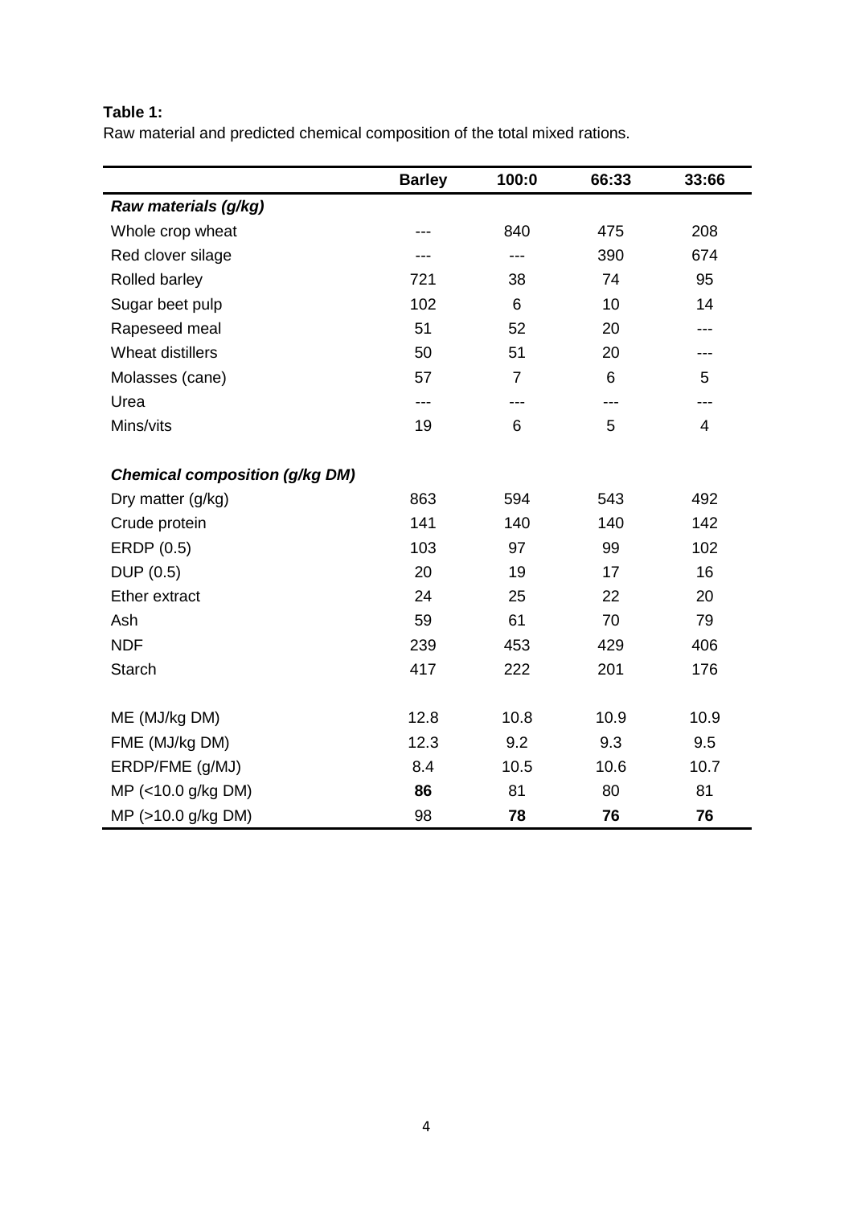**Table 1:**
Raw material and predicted chemical composition of the total mixed rations.

| | **Barley** | **100:0** | **66:33** | **33:66** |
|---|---|---|---|---|
| ***Raw materials (g/kg)*** | | | | |
| Whole crop wheat | --- | 840 | 475 | 208 |
| Red clover silage | --- | --- | 390 | 674 |
| Rolled barley | 721 | 38 | 74 | 95 |
| Sugar beet pulp | 102 | 6 | 10 | 14 |
| Rapeseed meal | 51 | 52 | 20 | --- |
| Wheat distillers | 50 | 51 | 20 | --- |
| Molasses (cane) | 57 | 7 | 6 | 5 |
| Urea | --- | --- | --- | --- |
| Mins/vits | 19 | 6 | 5 | 4 |
| | | | | |
| ***Chemical composition (g/kg DM)*** | | | | |
| Dry matter (g/kg) | 863 | 594 | 543 | 492 |
| Crude protein | 141 | 140 | 140 | 142 |
| ERDP (0.5) | 103 | 97 | 99 | 102 |
| DUP (0.5) | 20 | 19 | 17 | 16 |
| Ether extract | 24 | 25 | 22 | 20 |
| Ash | 59 | 61 | 70 | 79 |
| NDF | 239 | 453 | 429 | 406 |
| Starch | 417 | 222 | 201 | 176 |
| | | | | |
| ME (MJ/kg DM) | 12.8 | 10.8 | 10.9 | 10.9 |
| FME (MJ/kg DM) | 12.3 | 9.2 | 9.3 | 9.5 |
| ERDP/FME (g/MJ) | 8.4 | 10.5 | 10.6 | 10.7 |
| MP (<10.0 g/kg DM) | **86** | 81 | 80 | 81 |
| MP (>10.0 g/kg DM) | 98 | **78** | **76** | **76** |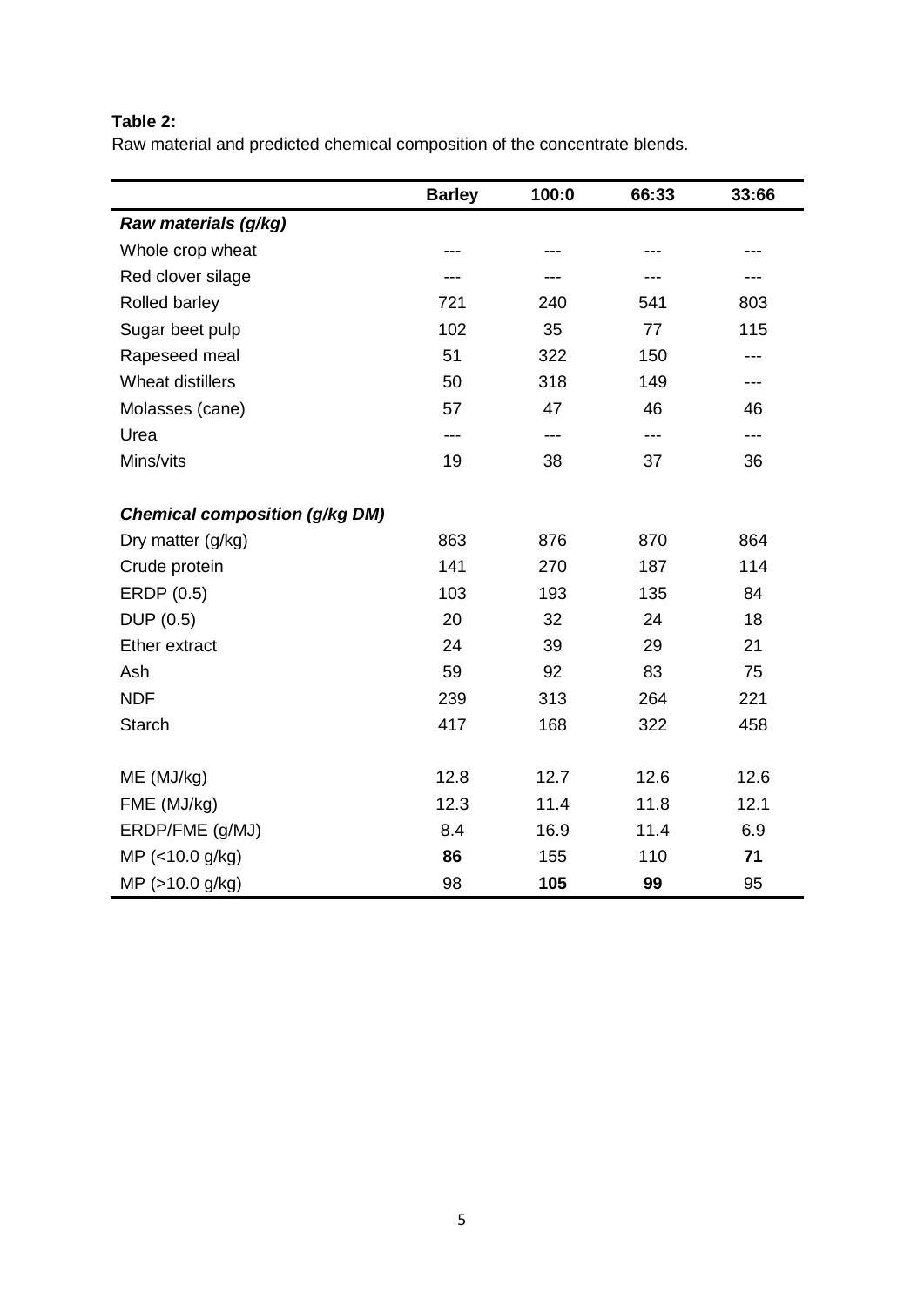**Table 2:**
Raw material and predicted chemical composition of the concentrate blends.

| | **Barley** | **100:0** | **66:33** | **33:66** |
|---|---|---|---|---|
| ***Raw materials (g/kg)*** | | | | |
| Whole crop wheat | --- | --- | --- | --- |
| Red clover silage | --- | --- | --- | --- |
| Rolled barley | 721 | 240 | 541 | 803 |
| Sugar beet pulp | 102 | 35 | 77 | 115 |
| Rapeseed meal | 51 | 322 | 150 | --- |
| Wheat distillers | 50 | 318 | 149 | --- |
| Molasses (cane) | 57 | 47 | 46 | 46 |
| Urea | --- | --- | --- | --- |
| Mins/vits | 19 | 38 | 37 | 36 |
| | | | | |
| ***Chemical composition (g/kg DM)*** | | | | |
| Dry matter (g/kg) | 863 | 876 | 870 | 864 |
| Crude protein | 141 | 270 | 187 | 114 |
| ERDP (0.5) | 103 | 193 | 135 | 84 |
| DUP (0.5) | 20 | 32 | 24 | 18 |
| Ether extract | 24 | 39 | 29 | 21 |
| Ash | 59 | 92 | 83 | 75 |
| NDF | 239 | 313 | 264 | 221 |
| Starch | 417 | 168 | 322 | 458 |
| | | | | |
| ME (MJ/kg) | 12.8 | 12.7 | 12.6 | 12.6 |
| FME (MJ/kg) | 12.3 | 11.4 | 11.8 | 12.1 |
| ERDP/FME (g/MJ) | 8.4 | 16.9 | 11.4 | 6.9 |
| MP (<10.0 g/kg) | **86** | 155 | 110 | **71** |
| MP (>10.0 g/kg) | 98 | **105** | **99** | 95 |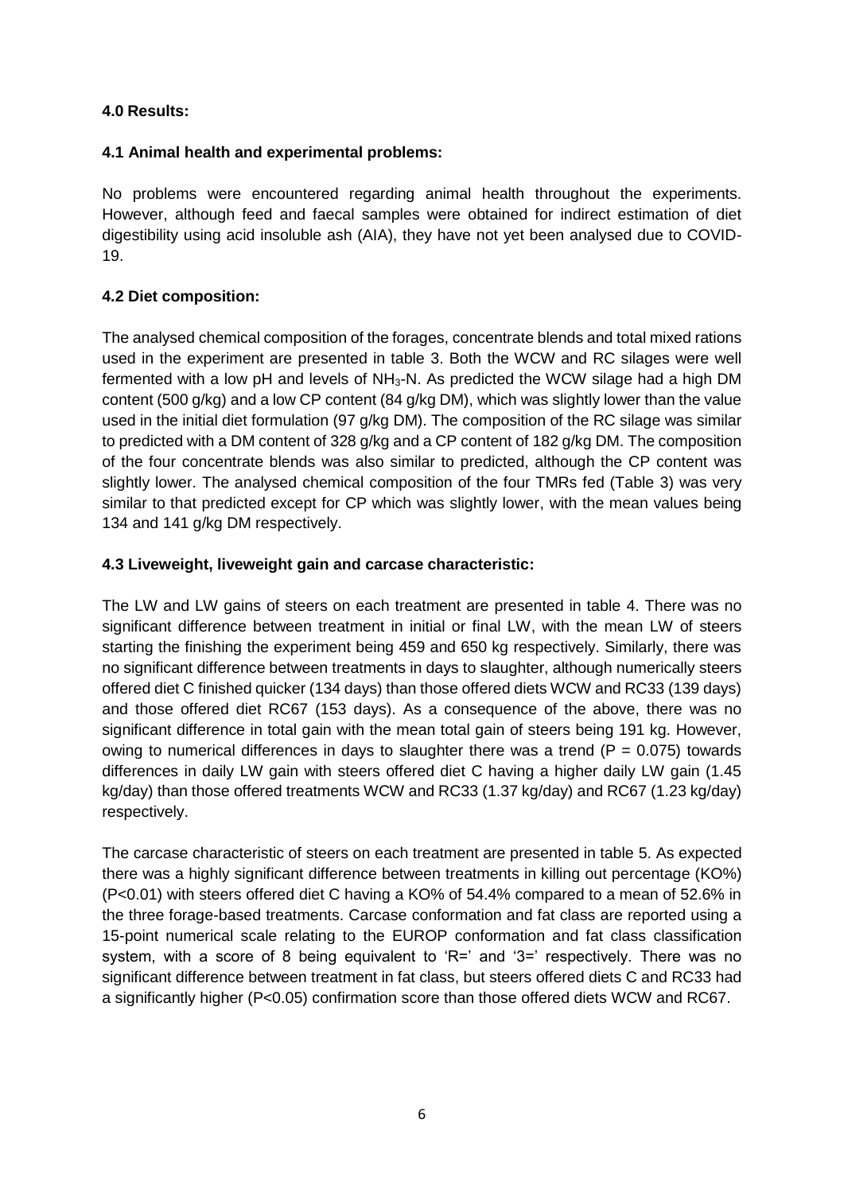## 4.0 Results:

### 4.1 Animal health and experimental problems:

No problems were encountered regarding animal health throughout the experiments. However, although feed and faecal samples were obtained for indirect estimation of diet digestibility using acid insoluble ash (AIA), they have not yet been analysed due to COVID-19.

### 4.2 Diet composition:

The analysed chemical composition of the forages, concentrate blends and total mixed rations used in the experiment are presented in table 3. Both the WCW and RC silages were well fermented with a low pH and levels of $NH_3$-N. As predicted the WCW silage had a high DM content (500 g/kg) and a low CP content (84 g/kg DM), which was slightly lower than the value used in the initial diet formulation (97 g/kg DM). The composition of the RC silage was similar to predicted with a DM content of 328 g/kg and a CP content of 182 g/kg DM. The composition of the four concentrate blends was also similar to predicted, although the CP content was slightly lower. The analysed chemical composition of the four TMRs fed (Table 3) was very similar to that predicted except for CP which was slightly lower, with the mean values being 134 and 141 g/kg DM respectively.

### 4.3 Liveweight, liveweight gain and carcase characteristic:

The LW and LW gains of steers on each treatment are presented in table 4. There was no significant difference between treatment in initial or final LW, with the mean LW of steers starting the finishing the experiment being 459 and 650 kg respectively. Similarly, there was no significant difference between treatments in days to slaughter, although numerically steers offered diet C finished quicker (134 days) than those offered diets WCW and RC33 (139 days) and those offered diet RC67 (153 days). As a consequence of the above, there was no significant difference in total gain with the mean total gain of steers being 191 kg. However, owing to numerical differences in days to slaughter there was a trend ($P = 0.075$) towards differences in daily LW gain with steers offered diet C having a higher daily LW gain (1.45 kg/day) than those offered treatments WCW and RC33 (1.37 kg/day) and RC67 (1.23 kg/day) respectively.

The carcase characteristic of steers on each treatment are presented in table 5. As expected there was a highly significant difference between treatments in killing out percentage (KO%) ($P<0.01$) with steers offered diet C having a KO% of 54.4% compared to a mean of 52.6% in the three forage-based treatments. Carcase conformation and fat class are reported using a 15-point numerical scale relating to the EUROP conformation and fat class classification system, with a score of 8 being equivalent to 'R=' and '3=' respectively. There was no significant difference between treatment in fat class, but steers offered diets C and RC33 had a significantly higher ($P<0.05$) confirmation score than those offered diets WCW and RC67.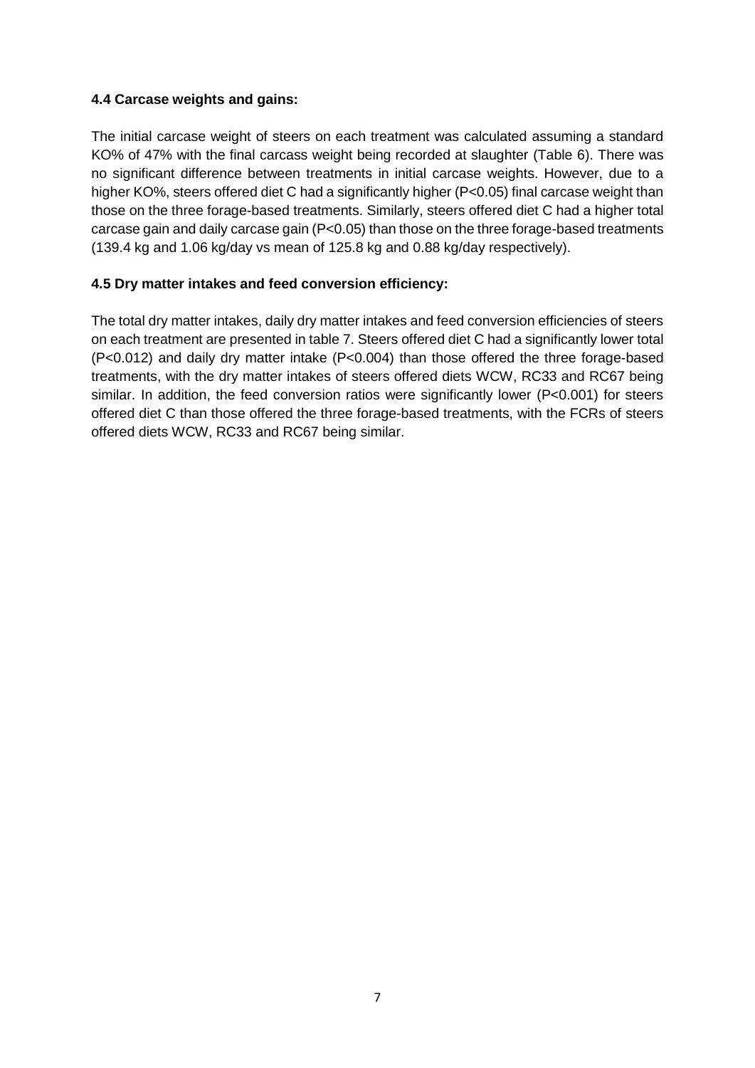### 4.4 Carcase weights and gains:

The initial carcase weight of steers on each treatment was calculated assuming a standard KO% of 47% with the final carcass weight being recorded at slaughter (Table 6). There was no significant difference between treatments in initial carcase weights. However, due to a higher KO%, steers offered diet C had a significantly higher ($P<0.05$) final carcase weight than those on the three forage-based treatments. Similarly, steers offered diet C had a higher total carcase gain and daily carcase gain ($P<0.05$) than those on the three forage-based treatments (139.4 kg and 1.06 kg/day vs mean of 125.8 kg and 0.88 kg/day respectively).

### 4.5 Dry matter intakes and feed conversion efficiency:

The total dry matter intakes, daily dry matter intakes and feed conversion efficiencies of steers on each treatment are presented in table 7. Steers offered diet C had a significantly lower total ($P<0.012$) and daily dry matter intake ($P<0.004$) than those offered the three forage-based treatments, with the dry matter intakes of steers offered diets WCW, RC33 and RC67 being similar. In addition, the feed conversion ratios were significantly lower ($P<0.001$) for steers offered diet C than those offered the three forage-based treatments, with the FCRs of steers offered diets WCW, RC33 and RC67 being similar.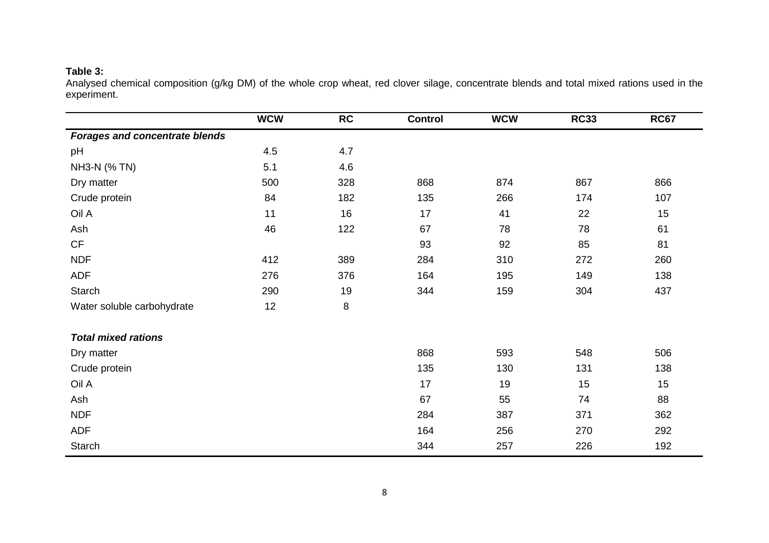**Table 3:**
Analysed chemical composition (g/kg DM) of the whole crop wheat, red clover silage, concentrate blends and total mixed rations used in the experiment.

| | WCW | RC | Control | WCW | RC33 | RC67 |
|---|---|---|---|---|---|---|
| ***Forages and concentrate blends*** | | | | | | |
| pH | 4.5 | 4.7 | | | | |
| $NH_3$-N (% TN) | 5.1 | 4.6 | | | | |
| Dry matter | 500 | 328 | 868 | 874 | 867 | 866 |
| Crude protein | 84 | 182 | 135 | 266 | 174 | 107 |
| Oil A | 11 | 16 | 17 | 41 | 22 | 15 |
| Ash | 46 | 122 | 67 | 78 | 78 | 61 |
| CF | | | 93 | 92 | 85 | 81 |
| NDF | 412 | 389 | 284 | 310 | 272 | 260 |
| ADF | 276 | 376 | 164 | 195 | 149 | 138 |
| Starch | 290 | 19 | 344 | 159 | 304 | 437 |
| Water soluble carbohydrate | 12 | 8 | | | | |
| ***Total mixed rations*** | | | | | | |
| Dry matter | | | 868 | 593 | 548 | 506 |
| Crude protein | | | 135 | 130 | 131 | 138 |
| Oil A | | | 17 | 19 | 15 | 15 |
| Ash | | | 67 | 55 | 74 | 88 |
| NDF | | | 284 | 387 | 371 | 362 |
| ADF | | | 164 | 256 | 270 | 292 |
| Starch | | | 344 | 257 | 226 | 192 |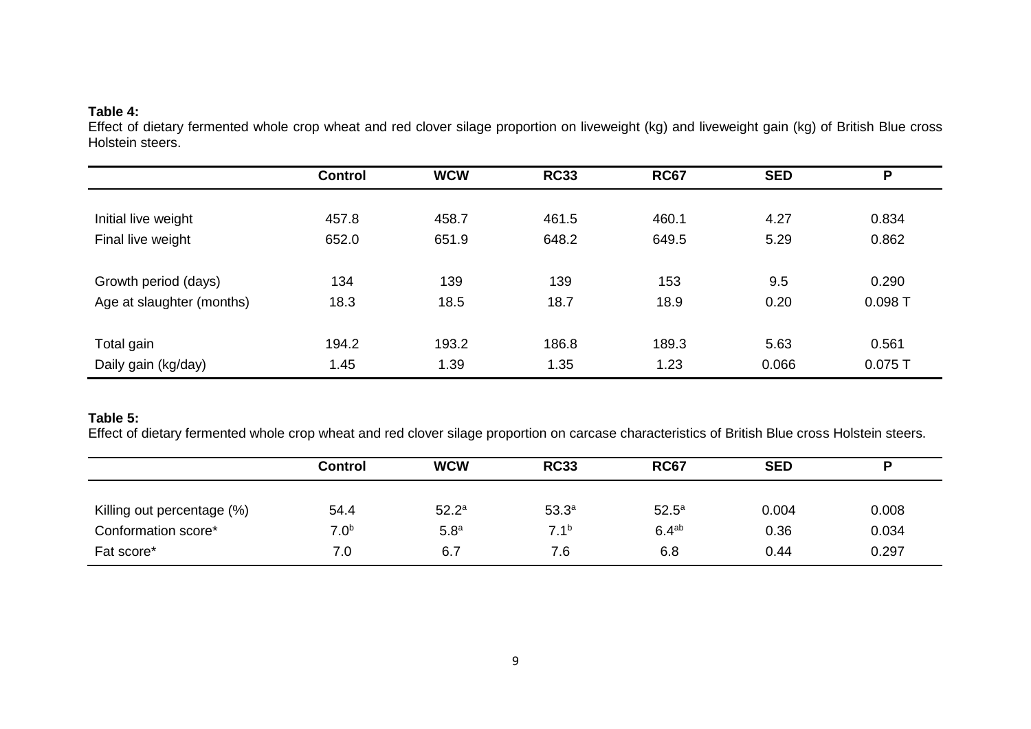**Table 4:**
Effect of dietary fermented whole crop wheat and red clover silage proportion on liveweight (kg) and liveweight gain (kg) of British Blue cross Holstein steers.

| | Control | WCW | RC33 | RC67 | SED | P |
|---|---|---|---|---|---|---|
| Initial live weight | 457.8 | 458.7 | 461.5 | 460.1 | 4.27 | 0.834 |
| Final live weight | 652.0 | 651.9 | 648.2 | 649.5 | 5.29 | 0.862 |
| Growth period (days) | 134 | 139 | 139 | 153 | 9.5 | 0.290 |
| Age at slaughter (months) | 18.3 | 18.5 | 18.7 | 18.9 | 0.20 | 0.098 T |
| Total gain | 194.2 | 193.2 | 186.8 | 189.3 | 5.63 | 0.561 |
| Daily gain (kg/day) | 1.45 | 1.39 | 1.35 | 1.23 | 0.066 | 0.075 T |

**Table 5:**
Effect of dietary fermented whole crop wheat and red clover silage proportion on carcase characteristics of British Blue cross Holstein steers.

| | Control | WCW | RC33 | RC67 | SED | P |
|---|---|---|---|---|---|---|
| Killing out percentage (%) | 54.4 | $52.2^{a}$ | $53.3^{a}$ | $52.5^{a}$ | 0.004 | 0.008 |
| Conformation score* | $7.0^{b}$ | $5.8^{a}$ | $7.1^{b}$ | $6.4^{ab}$ | 0.36 | 0.034 |
| Fat score* | 7.0 | 6.7 | 7.6 | 6.8 | 0.44 | 0.297 |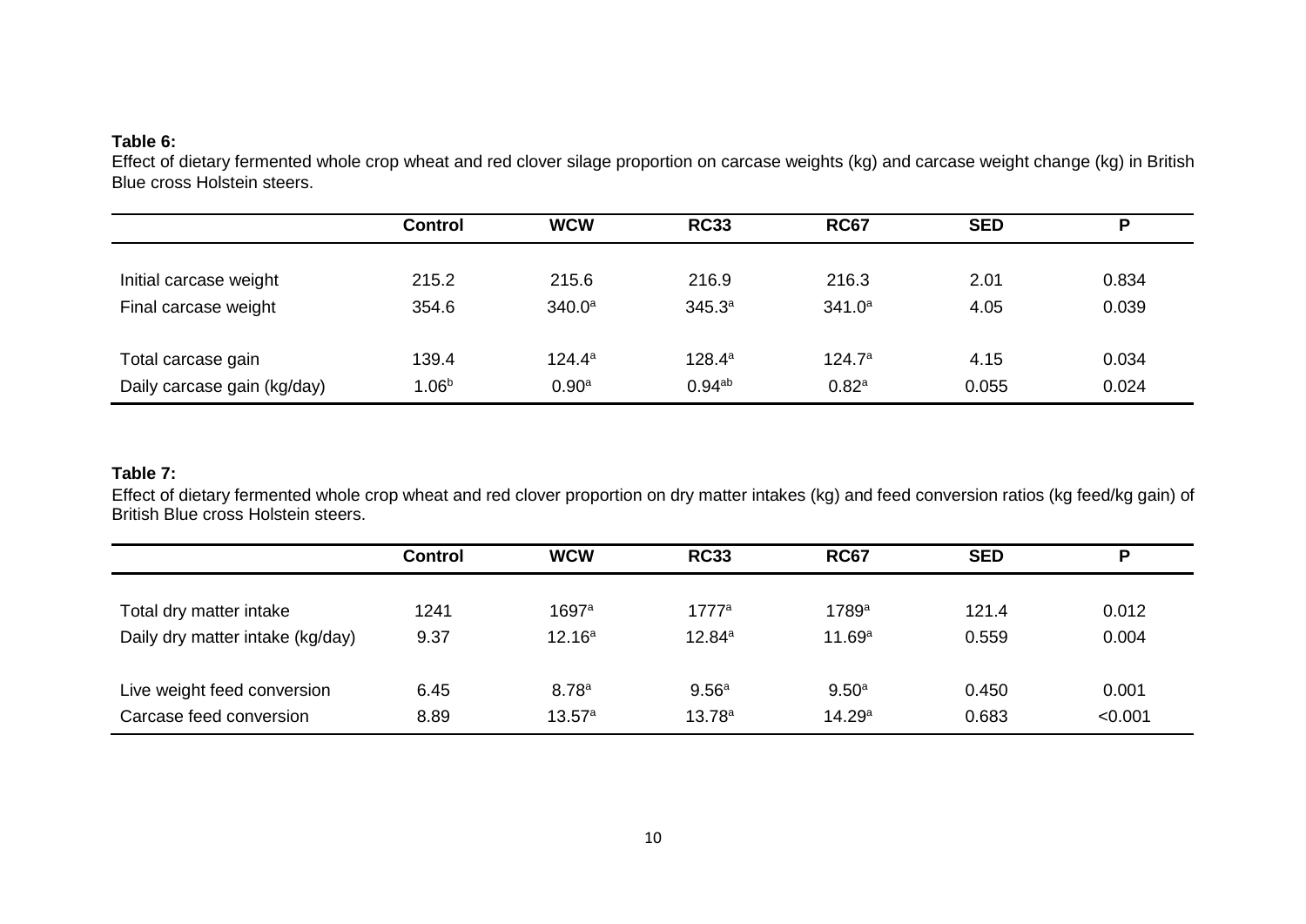**Table 6:**
Effect of dietary fermented whole crop wheat and red clover silage proportion on carcase weights (kg) and carcase weight change (kg) in British Blue cross Holstein steers.

| | Control | WCW | RC33 | RC67 | SED | P |
|---|---|---|---|---|---|---|
| Initial carcase weight | 215.2 | 215.6 | 216.9 | 216.3 | 2.01 | 0.834 |
| Final carcase weight | 354.6 | 340.0[a] | 345.3[a] | 341.0[a] | 4.05 | 0.039 |
| Total carcase gain | 139.4 | 124.4[a] | 128.4[a] | 124.7[a] | 4.15 | 0.034 |
| Daily carcase gain (kg/day) | 1.06[b] | 0.90[a] | 0.94[ab] | 0.82[a] | 0.055 | 0.024 |

**Table 7:**
Effect of dietary fermented whole crop wheat and red clover proportion on dry matter intakes (kg) and feed conversion ratios (kg feed/kg gain) of British Blue cross Holstein steers.

| | Control | WCW | RC33 | RC67 | SED | P |
|---|---|---|---|---|---|---|
| Total dry matter intake | 1241 | 1697[a] | 1777[a] | 1789[a] | 121.4 | 0.012 |
| Daily dry matter intake (kg/day) | 9.37 | 12.16[a] | 12.84[a] | 11.69[a] | 0.559 | 0.004 |
| Live weight feed conversion | 6.45 | 8.78[a] | 9.56[a] | 9.50[a] | 0.450 | 0.001 |
| Carcase feed conversion | 8.89 | 13.57[a] | 13.78[a] | 14.29[a] | 0.683 | <0.001 |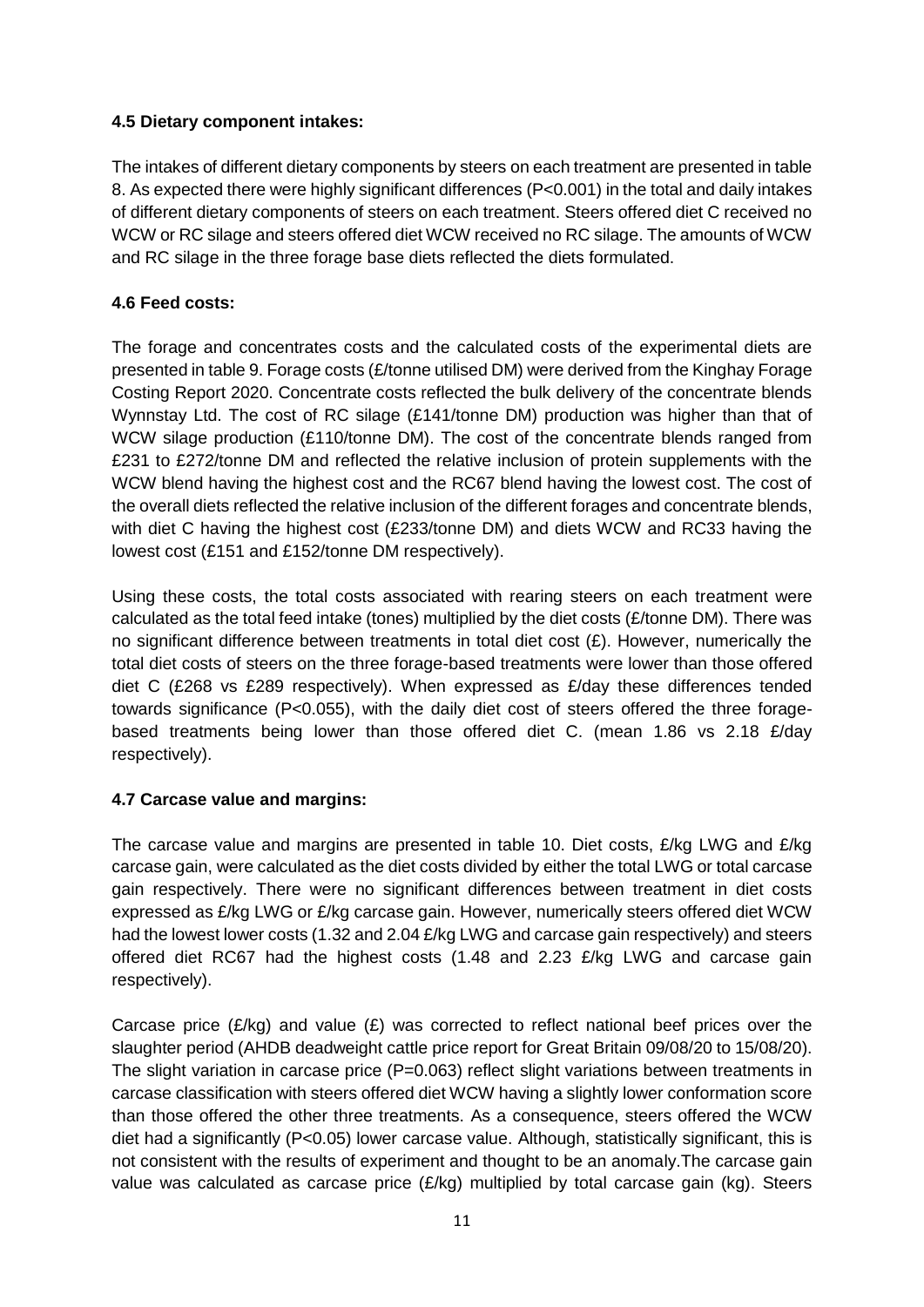### 4.5 Dietary component intakes:

The intakes of different dietary components by steers on each treatment are presented in table 8. As expected there were highly significant differences (P<0.001) in the total and daily intakes of different dietary components of steers on each treatment. Steers offered diet C received no WCW or RC silage and steers offered diet WCW received no RC silage. The amounts of WCW and RC silage in the three forage base diets reflected the diets formulated.

### 4.6 Feed costs:

The forage and concentrates costs and the calculated costs of the experimental diets are presented in table 9. Forage costs (£/tonne utilised DM) were derived from the Kinghay Forage Costing Report 2020. Concentrate costs reflected the bulk delivery of the concentrate blends Wynnstay Ltd. The cost of RC silage (£141/tonne DM) production was higher than that of WCW silage production (£110/tonne DM). The cost of the concentrate blends ranged from £231 to £272/tonne DM and reflected the relative inclusion of protein supplements with the WCW blend having the highest cost and the RC67 blend having the lowest cost. The cost of the overall diets reflected the relative inclusion of the different forages and concentrate blends, with diet C having the highest cost (£233/tonne DM) and diets WCW and RC33 having the lowest cost (£151 and £152/tonne DM respectively).

Using these costs, the total costs associated with rearing steers on each treatment were calculated as the total feed intake (tones) multiplied by the diet costs (£/tonne DM). There was no significant difference between treatments in total diet cost (£). However, numerically the total diet costs of steers on the three forage-based treatments were lower than those offered diet C (£268 vs £289 respectively). When expressed as £/day these differences tended towards significance (P<0.055), with the daily diet cost of steers offered the three forage-based treatments being lower than those offered diet C. (mean 1.86 vs 2.18 £/day respectively).

### 4.7 Carcase value and margins:

The carcase value and margins are presented in table 10. Diet costs, £/kg LWG and £/kg carcase gain, were calculated as the diet costs divided by either the total LWG or total carcase gain respectively. There were no significant differences between treatment in diet costs expressed as £/kg LWG or £/kg carcase gain. However, numerically steers offered diet WCW had the lowest lower costs (1.32 and 2.04 £/kg LWG and carcase gain respectively) and steers offered diet RC67 had the highest costs (1.48 and 2.23 £/kg LWG and carcase gain respectively).

Carcase price (£/kg) and value (£) was corrected to reflect national beef prices over the slaughter period (AHDB deadweight cattle price report for Great Britain 09/08/20 to 15/08/20). The slight variation in carcase price (P=0.063) reflect slight variations between treatments in carcase classification with steers offered diet WCW having a slightly lower conformation score than those offered the other three treatments. As a consequence, steers offered the WCW diet had a significantly (P<0.05) lower carcase value. Although, statistically significant, this is not consistent with the results of experiment and thought to be an anomaly.The carcase gain value was calculated as carcase price (£/kg) multiplied by total carcase gain (kg). Steers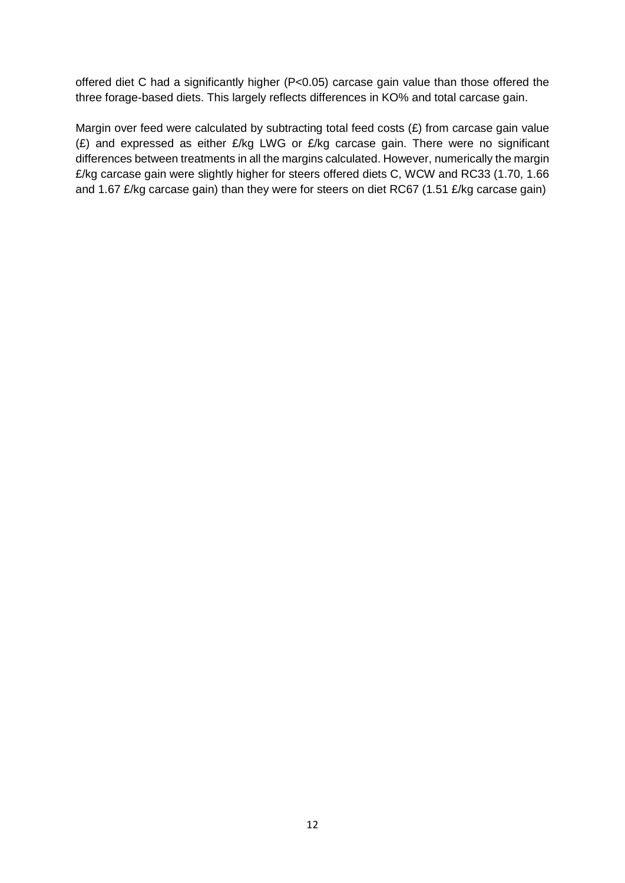offered diet C had a significantly higher ($P<0.05$) carcase gain value than those offered the three forage-based diets. This largely reflects differences in KO% and total carcase gain.

Margin over feed were calculated by subtracting total feed costs (£) from carcase gain value (£) and expressed as either £/kg LWG or £/kg carcase gain. There were no significant differences between treatments in all the margins calculated. However, numerically the margin £/kg carcase gain were slightly higher for steers offered diets C, WCW and RC33 (1.70, 1.66 and 1.67 £/kg carcase gain) than they were for steers on diet RC67 (1.51 £/kg carcase gain)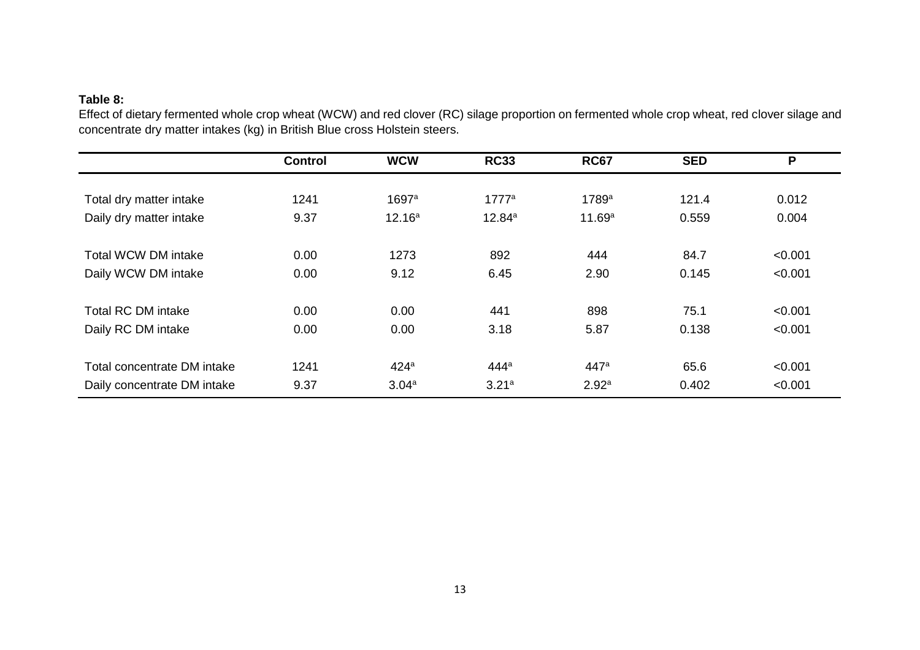**Table 8:**

Effect of dietary fermented whole crop wheat (WCW) and red clover (RC) silage proportion on fermented whole crop wheat, red clover silage and concentrate dry matter intakes (kg) in British Blue cross Holstein steers.

| | Control | WCW | RC33 | RC67 | SED | P |
|---|---|---|---|---|---|---|
| Total dry matter intake | 1241 | 1697[a] | 1777[a] | 1789[a] | 121.4 | 0.012 |
| Daily dry matter intake | 9.37 | 12.16[a] | 12.84[a] | 11.69[a] | 0.559 | 0.004 |
| Total WCW DM intake | 0.00 | 1273 | 892 | 444 | 84.7 | <0.001 |
| Daily WCW DM intake | 0.00 | 9.12 | 6.45 | 2.90 | 0.145 | <0.001 |
| Total RC DM intake | 0.00 | 0.00 | 441 | 898 | 75.1 | <0.001 |
| Daily RC DM intake | 0.00 | 0.00 | 3.18 | 5.87 | 0.138 | <0.001 |
| Total concentrate DM intake | 1241 | 424[a] | 444[a] | 447[a] | 65.6 | <0.001 |
| Daily concentrate DM intake | 9.37 | 3.04[a] | 3.21[a] | 2.92[a] | 0.402 | <0.001 |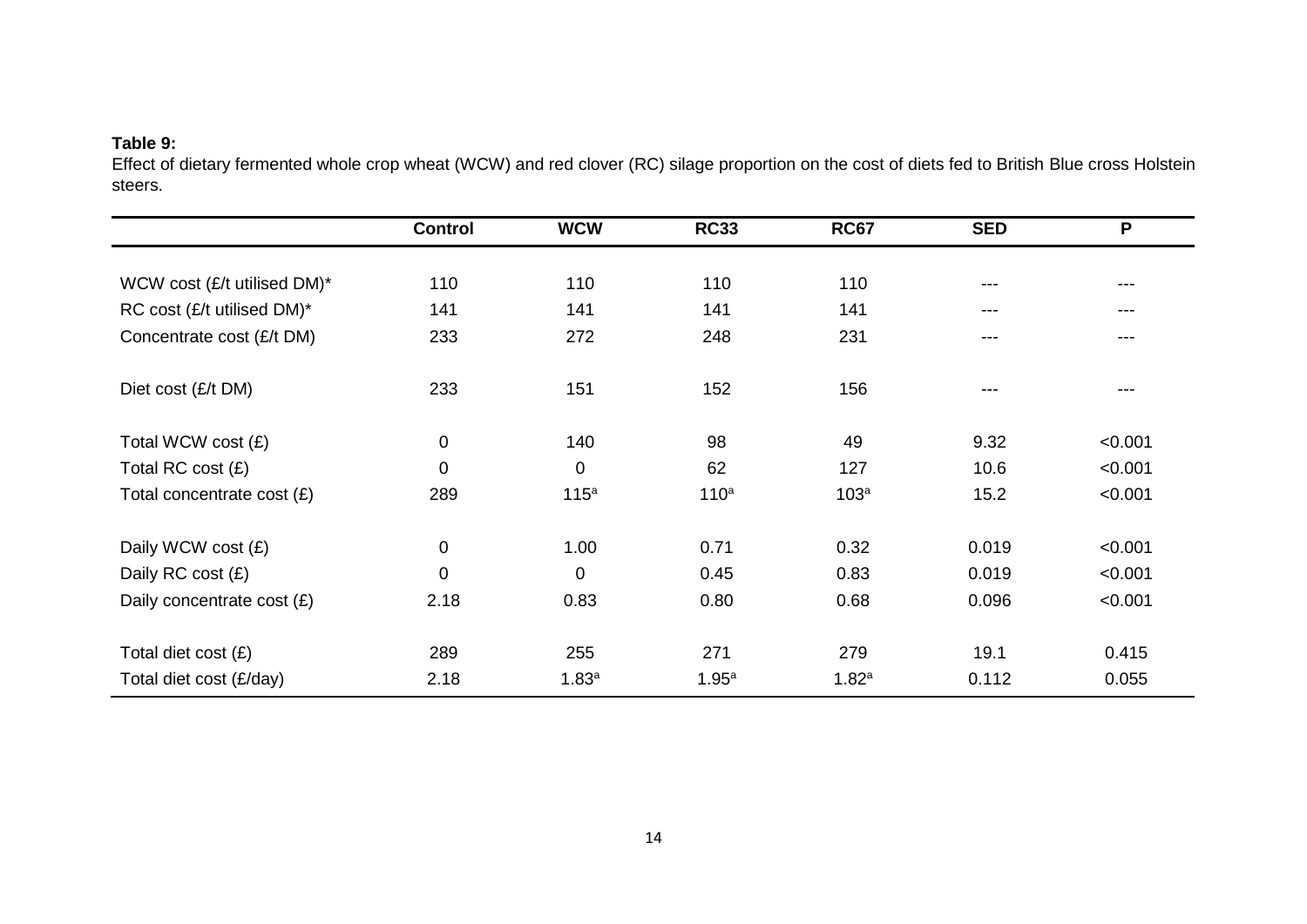**Table 9:**
Effect of dietary fermented whole crop wheat (WCW) and red clover (RC) silage proportion on the cost of diets fed to British Blue cross Holstein steers.

| | Control | WCW | RC33 | RC67 | SED | P |
|---|---|---|---|---|---|---|
| WCW cost (£/t utilised DM)* | 110 | 110 | 110 | 110 | --- | --- |
| RC cost (£/t utilised DM)* | 141 | 141 | 141 | 141 | --- | --- |
| Concentrate cost (£/t DM) | 233 | 272 | 248 | 231 | --- | --- |
| Diet cost (£/t DM) | 233 | 151 | 152 | 156 | --- | --- |
| Total WCW cost (£) | 0 | 140 | 98 | 49 | 9.32 | <0.001 |
| Total RC cost (£) | 0 | 0 | 62 | 127 | 10.6 | <0.001 |
| Total concentrate cost (£) | 289 | 115[a] | 110[a] | 103[a] | 15.2 | <0.001 |
| Daily WCW cost (£) | 0 | 1.00 | 0.71 | 0.32 | 0.019 | <0.001 |
| Daily RC cost (£) | 0 | 0 | 0.45 | 0.83 | 0.019 | <0.001 |
| Daily concentrate cost (£) | 2.18 | 0.83 | 0.80 | 0.68 | 0.096 | <0.001 |
| Total diet cost (£) | 289 | 255 | 271 | 279 | 19.1 | 0.415 |
| Total diet cost (£/day) | 2.18 | 1.83[a] | 1.95[a] | 1.82[a] | 0.112 | 0.055 |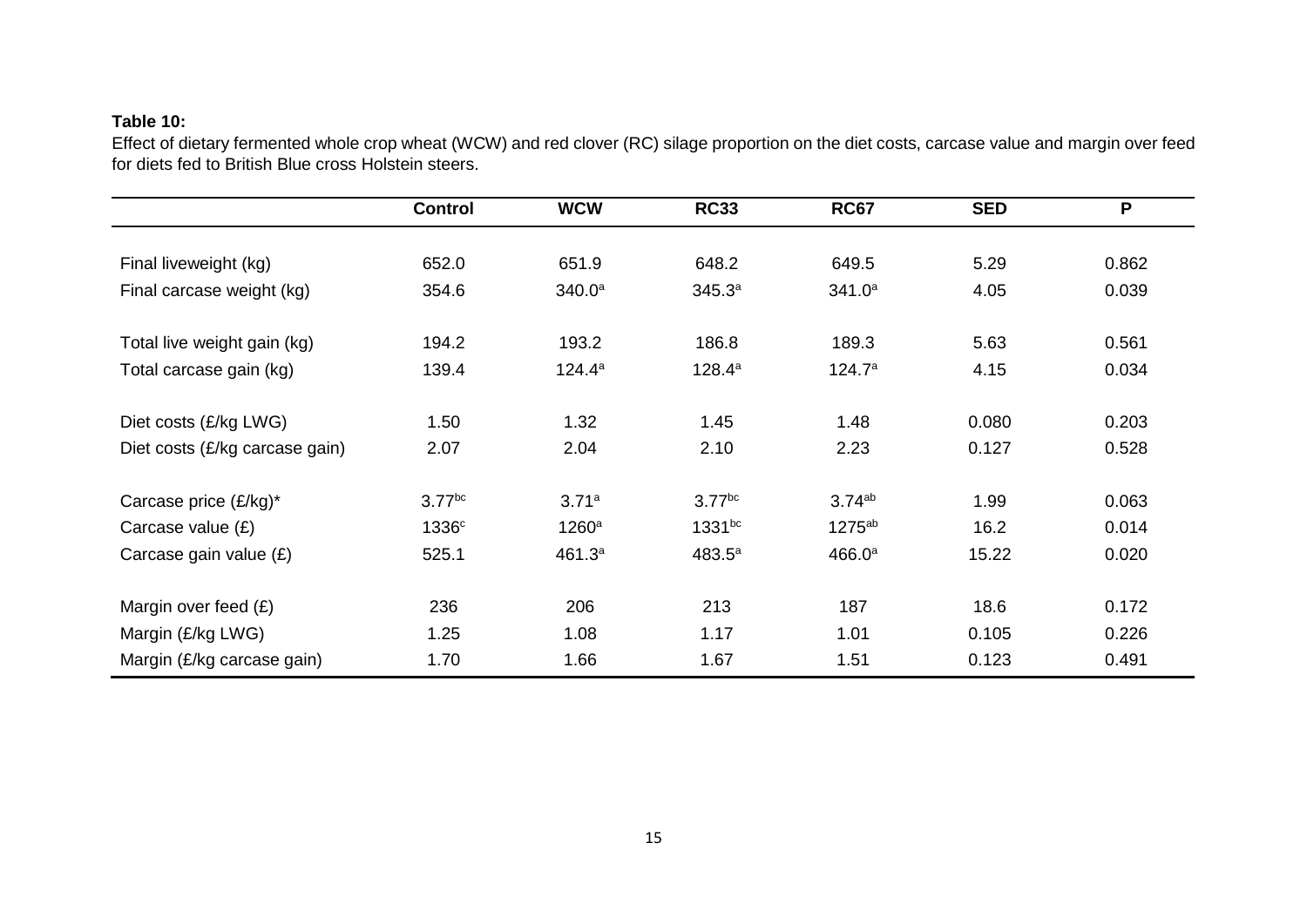**Table 10:**

Effect of dietary fermented whole crop wheat (WCW) and red clover (RC) silage proportion on the diet costs, carcase value and margin over feed for diets fed to British Blue cross Holstein steers.

| | Control | WCW | RC33 | RC67 | SED | P |
|---|---|---|---|---|---|---|
| Final liveweight (kg) | 652.0 | 651.9 | 648.2 | 649.5 | 5.29 | 0.862 |
| Final carcase weight (kg) | 354.6 | 340.0[a] | 345.3[a] | 341.0[a] | 4.05 | 0.039 |
| Total live weight gain (kg) | 194.2 | 193.2 | 186.8 | 189.3 | 5.63 | 0.561 |
| Total carcase gain (kg) | 139.4 | 124.4[a] | 128.4[a] | 124.7[a] | 4.15 | 0.034 |
| Diet costs (£/kg LWG) | 1.50 | 1.32 | 1.45 | 1.48 | 0.080 | 0.203 |
| Diet costs (£/kg carcase gain) | 2.07 | 2.04 | 2.10 | 2.23 | 0.127 | 0.528 |
| Carcase price (£/kg)* | 3.77[bc] | 3.71[a] | 3.77[bc] | 3.74[ab] | 1.99 | 0.063 |
| Carcase value (£) | 1336[c] | 1260[a] | 1331[bc] | 1275[ab] | 16.2 | 0.014 |
| Carcase gain value (£) | 525.1 | 461.3[a] | 483.5[a] | 466.0[a] | 15.22 | 0.020 |
| Margin over feed (£) | 236 | 206 | 213 | 187 | 18.6 | 0.172 |
| Margin (£/kg LWG) | 1.25 | 1.08 | 1.17 | 1.01 | 0.105 | 0.226 |
| Margin (£/kg carcase gain) | 1.70 | 1.66 | 1.67 | 1.51 | 0.123 | 0.491 |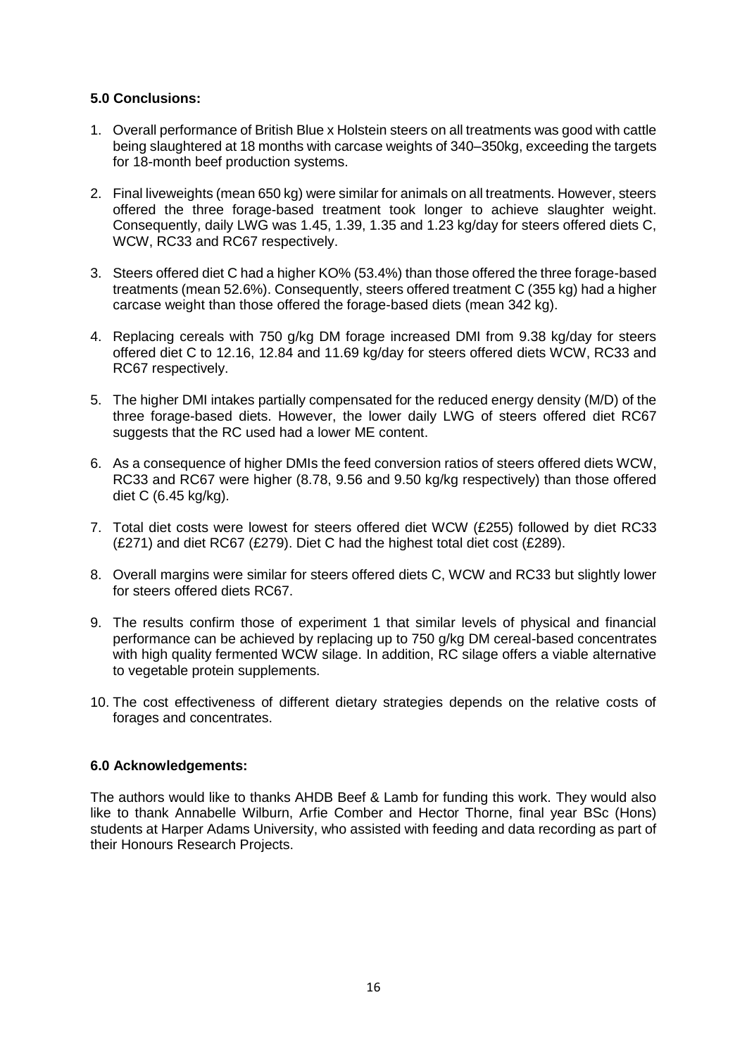## 5.0 Conclusions:

1. Overall performance of British Blue x Holstein steers on all treatments was good with cattle being slaughtered at 18 months with carcase weights of 340–350kg, exceeding the targets for 18-month beef production systems.

2. Final liveweights (mean 650 kg) were similar for animals on all treatments. However, steers offered the three forage-based treatment took longer to achieve slaughter weight. Consequently, daily LWG was 1.45, 1.39, 1.35 and 1.23 kg/day for steers offered diets C, WCW, RC33 and RC67 respectively.

3. Steers offered diet C had a higher KO% (53.4%) than those offered the three forage-based treatments (mean 52.6%). Consequently, steers offered treatment C (355 kg) had a higher carcase weight than those offered the forage-based diets (mean 342 kg).

4. Replacing cereals with 750 g/kg DM forage increased DMI from 9.38 kg/day for steers offered diet C to 12.16, 12.84 and 11.69 kg/day for steers offered diets WCW, RC33 and RC67 respectively.

5. The higher DMI intakes partially compensated for the reduced energy density (M/D) of the three forage-based diets. However, the lower daily LWG of steers offered diet RC67 suggests that the RC used had a lower ME content.

6. As a consequence of higher DMIs the feed conversion ratios of steers offered diets WCW, RC33 and RC67 were higher (8.78, 9.56 and 9.50 kg/kg respectively) than those offered diet C (6.45 kg/kg).

7. Total diet costs were lowest for steers offered diet WCW (£255) followed by diet RC33 (£271) and diet RC67 (£279). Diet C had the highest total diet cost (£289).

8. Overall margins were similar for steers offered diets C, WCW and RC33 but slightly lower for steers offered diets RC67.

9. The results confirm those of experiment 1 that similar levels of physical and financial performance can be achieved by replacing up to 750 g/kg DM cereal-based concentrates with high quality fermented WCW silage. In addition, RC silage offers a viable alternative to vegetable protein supplements.

10. The cost effectiveness of different dietary strategies depends on the relative costs of forages and concentrates.

## 6.0 Acknowledgements:

The authors would like to thanks AHDB Beef & Lamb for funding this work. They would also like to thank Annabelle Wilburn, Arfie Comber and Hector Thorne, final year BSc (Hons) students at Harper Adams University, who assisted with feeding and data recording as part of their Honours Research Projects.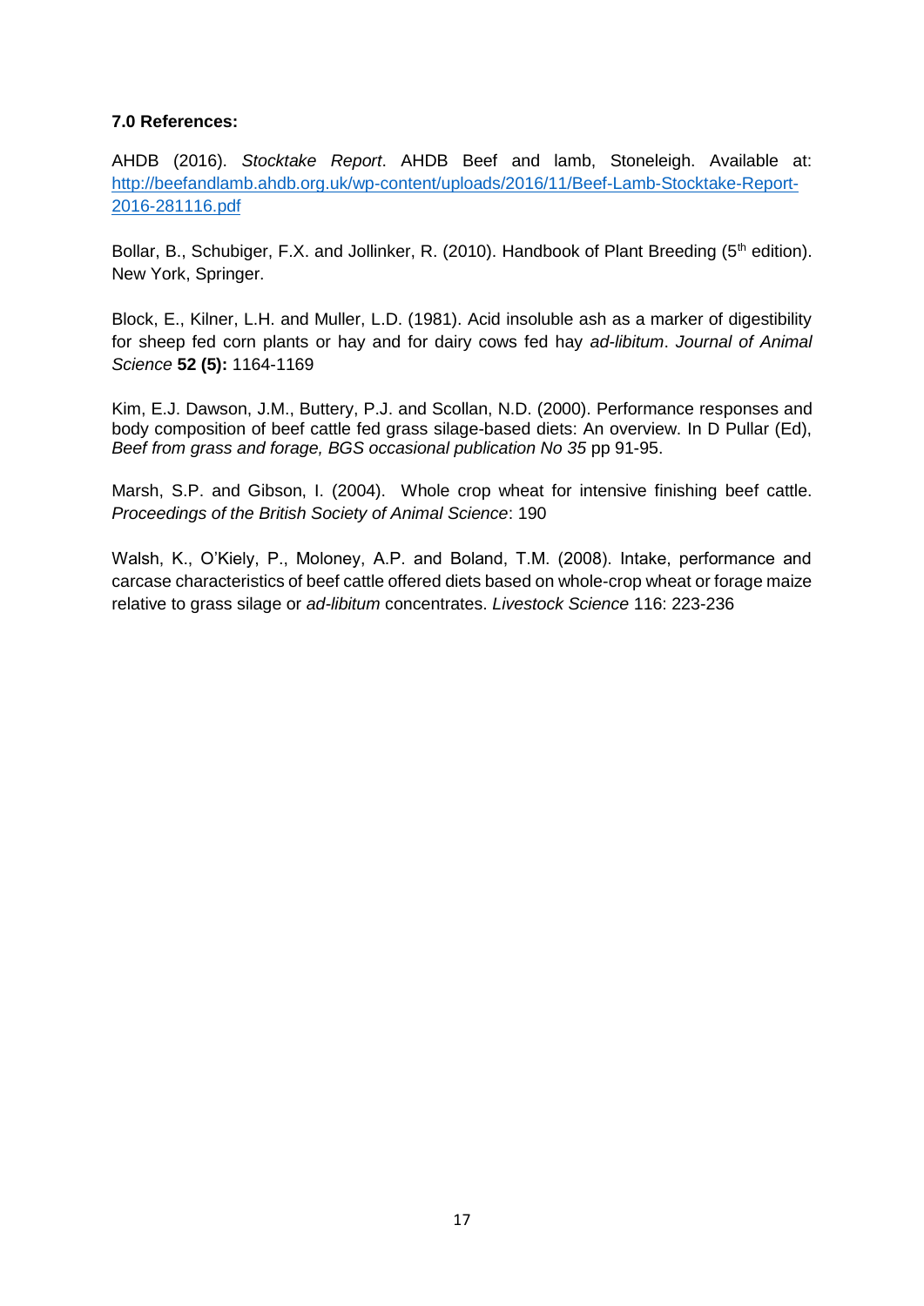**7.0 References:**

AHDB (2016). *Stocktake Report*. AHDB Beef and lamb, Stoneleigh. Available at: [http://beefandlamb.ahdb.org.uk/wp-content/uploads/2016/11/Beef-Lamb-Stocktake-Report-2016-281116.pdf](http://beefandlamb.ahdb.org.uk/wp-content/uploads/2016/11/Beef-Lamb-Stocktake-Report-2016-281116.pdf)

Bollar, B., Schubiger, F.X. and Jollinker, R. (2010). Handbook of Plant Breeding (5th edition). New York, Springer.

Block, E., Kilner, L.H. and Muller, L.D. (1981). Acid insoluble ash as a marker of digestibility for sheep fed corn plants or hay and for dairy cows fed hay *ad-libitum*. *Journal of Animal Science* **52 (5):** 1164-1169

Kim, E.J. Dawson, J.M., Buttery, P.J. and Scollan, N.D. (2000). Performance responses and body composition of beef cattle fed grass silage-based diets: An overview. In D Pullar (Ed), *Beef from grass and forage, BGS occasional publication No 35* pp 91-95.

Marsh, S.P. and Gibson, I. (2004). Whole crop wheat for intensive finishing beef cattle. *Proceedings of the British Society of Animal Science*: 190

Walsh, K., O'Kiely, P., Moloney, A.P. and Boland, T.M. (2008). Intake, performance and carcase characteristics of beef cattle offered diets based on whole-crop wheat or forage maize relative to grass silage or *ad-libitum* concentrates. *Livestock Science* 116: 223-236